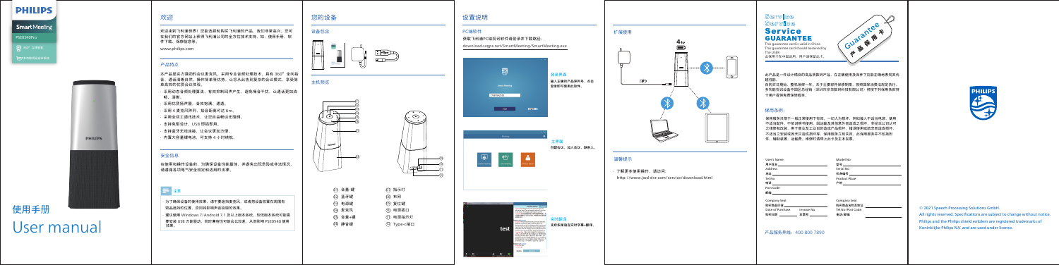PHILIPS

Smart Meeting

PSE0540Pro

360° 全向拾音

使用手册

User manual

## 欢迎

欢迎来到飞利浦世界！您刚选择和购买飞利浦的产品，我们非常喜兴，您可在飞利浦官方网站上获得飞利浦公司的全方位技术支持，如：使用手册、软件下载、保修信息等。

www.philips.com

## 产品特点

本产品是双力薄的会议麦克风，采用专业音频处理技术，具有 360° 全向拾音、通话清晰自然、操作简单等优势，让您从此告别复杂的会议模式，享受更高效的优质会议体验。

- 采用动态音频处理算法，有效抑制回声干扰，避免啸音干扰，让通话更加清晰、流畅。
- 采用优质扬声器，音质饱满、通透。
- 采用 4 麦克风阵列，拾音距离可达 6m。
- 采用全双工通话技术，让您自由畅谈无阻碍。
- 支持免驱设计，USB 即插即用。
- 支持蓝牙无线连接，让会议更加方便。
- 内置大容量锂电池，可支持 4 小时续航。

## 安全信息

在使用和操作设备前，为确保设备性能最佳，并避免出现危险或非法情况，请遵循各项电气安全规定和适用的法律。

注意

- 为了确保设备的使用效果，请不要遮挡麦克风，或者把设备放置在面围形明显遮挡的位置，否则将影响声音拾取的效果。
- 建议使用 Windows 7/Android 7.1 及以上版本系统，较低版本系统可能需要安装 USB 万能驱动，同时兼容可能会比较差，从而影响 PSE0540 使用效果。

## 您的设备

### 设备包含

### 主机预览

| | |
|---|---|
| ① 音量-键 | ⑦ 指示灯 |
| ② 蓝牙键 | ⑧ 喇叭 |
| ③ 电源键 | ⑨ 复位键 |
| ④ 麦克风 | ⑩ 电源接口 |
| ⑤ 音量+键 | ⑪ 电源指示灯 |
| ⑥ 静音键 | ⑫ Type-c接口 |

## 设置说明

### PC端软件

获取飞利浦PC端视频软件请登录并下载路径：

download.szgps.net/SmartMeeting/SmartMeeting.exe

登录界面

输入正确的产品序列号，点击登录即可使用此软件。

主界面

创建会议、加入会议、联系人。

实时翻译

支持多国语言实时字幕+翻译。

### 扩展使用

4 Pin

### 温馨提示

- 了解更多使用操作，请访问：http://www.jwd-dvr.com/service/download.html

Service GUARANTEE

This guarantee card is valid in China
This guarantee card should beretained by The USER
此保用卡在中国适用，用户请保留此卡。

产品保用卡

此产品是一件设计精良的高品质的产品，在正确使用及保养下日后正确地使用其功能性能。

自购买日期起，整机保修一年，关于主要部件保修期限，按照国家消费法规定执行。多年期/前后备中国区总经销（深圳市京驰数码科技有限公司）将按下列条例表维修卡维护服务质量保修服务。

### 保用条例：

保用服务只限于一般正常使用下有效，一切人为损坏，例如接入不适当电源、使用不适当配件、不依说明书使用，因运输及其他意外而造成之损坏，非经本公司认可之维修及改造，都不被公司及工业利益的造成产品损坏，错误使用或使用非原装配件，不适当之安装或因天灾造成损坏等，保用服务立即失效。此保用服务并不包括附件，辅助装置、波幅器、维修时请带上此卡及正本发票。

| | |
|---|---|
| User's Name 用户姓名 | Model No. 型号 |
| Address 地址 | Serial No. 机身编号 |
| Tel No. 电话 | Product Place 产地 |
| Post Code 邮编 | |
| Company Seal 购买商店印章 | Company Seal 购买商店名称及地址 |
| Date of Purchase 购买日期 / Invoice No. 发票号 | Tel No/Post Code 电话/邮编 |

产品服务热线：400 800 7890

© 2021 Speech Processing Solutions GmbH.
All rights reserved. Specifications are subject to change without notice.
Philips and the Philips shield emblem are registered trademarks of Koninklijke Philips N.V. and are used under license.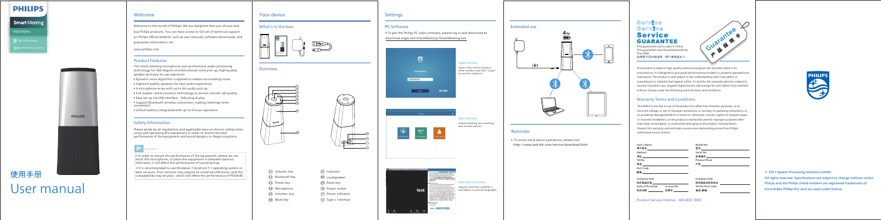# PHILIPS

**SmartMeeting**

PSE0540Pro

360° Sound Pickup

Smart Meeting software

# 使用手册

# User manual

## Welcome

Welcome to the world of Philips! We are delighted that you choose and buy Philips products. You can have access to full set of technical support on Philips official website, such as user manuals, software downloads, and guarantee information, etc.

www.philips.com

### Product Features

This smart meeting microphone uses professional audio processing technology for 360-degree omnidirectional voice pick up, high-quality speaker and easy-to-use operation.

- Dynamic voice algorithm is applied to reduce surrounding noise.
- Highend quality speakers for best audio experience.
- 4-microphone array with up to 6m audio pick up.
- Full-duplex communication technology to ensure smooth call quality.
- Easy set up via USB interface - fully plug & play.
- Support Bluetooth wireless connection, making meetings more convenient.
- Lithium battery integrated with up to 4 hours operation.

### Safety Information

Please abide by all regulations and applicable laws on electric safety when using and operating this equipment in order to ensure the best performance of the equipment and avoid dangers or illegal situations.

Attention

- In order to ensure the performance of the equipment, please do not block the microphone, or place the equipment in between barriers; otherwise, it will affect the performance of sound pickup.
- It is recommended to use Windows 7/Android 7.1 operating system or later versions. Prior versions may require an universal USB driver, and the compatibility may be poor, which will affect the performance of PSE0540.

## Your device

### What's in the box

### Overview

| | |
|---|---|
| (1) Volume- key | (7) Indicator |
| (2) Bluetooth key | (8) Loudspeaker |
| (3) Power key | (9) Reset key |
| (4) Microphone | (10) Power socket |
| (5) Volume+ key | (11) Power indicator |
| (6) Mute key | (12) Type-c interface |

## Settings

### PC Software

- To get the Philips PC video software, please log in and download at: download.srgps.net/SmartMeeting/SmartMeeting.exe

**Login Interface**

Type in the correct product serial number and click "Login" to use this software.

**Main Interface**

Create meeting, join meeting and contact person.

**Real-time Translation**

Support real-time subtitles + translation in several languages.

### Extended use

4hr

## Reminder

- To know more about operations, please visit: http://www.jwd-dvr.com/service/download.html

# Service GUARANTEE

Guarantee 产品保修卡

This guarantee card is valid in China
This guarantee card should be retained by The USER.
此保修卡在中国适用，用户请保留此卡。

This product is made of high quality material and great care has been taken in its manufacture. It is designed to give good performance provided it is properly operated and maintained. The product is sold subject to the understanding that if any defect in manufacture or material shall appear within 12 months; the warranty period is subject to country Consumer Law, Jingwah Digital Service will arrange for such defect to be rectified without charge under the following warranty items and conditions.

### Warranty Terms and Conditions:

The defect is not due to use of the product for other than domestic purposes, or an incorrect voltage, or use of improper accessories; or contrary to operating instructions, or to accidental damage(whether in transit or otherwise), misuse, neglect or inexpert repair, or incorrect installation, or the product is excessively used for improper purposes other than daily consumption, or accessories belonging to the product, transportation. Present this warranty card and sales invoice when demanding service from Philips authorized service centres.

| | |
|---|---|
| User's Name 用户姓名 | Model No: 型号 |
| Address 地址 | Serial No: 机身编号 |
| Tel No 电话 | Product Place 产地 |
| Post Code 邮编 | |
| Company Seal 购买商品印章 | Company Seal 购买商品有效地址 |
| Date of Purchase 购买日期 / Invoice No 发票号 | Tel No/Post Code 电话/邮编 |

Product Service Hotline：400 800 7890

© 2021 Speech Processing Solutions GmbH.
All rights reserved. Specifications are subject to change without notice.
Philips and the Philips shield emblem are registered trademarks of Koninklijke Philips N.V. and are used under license.